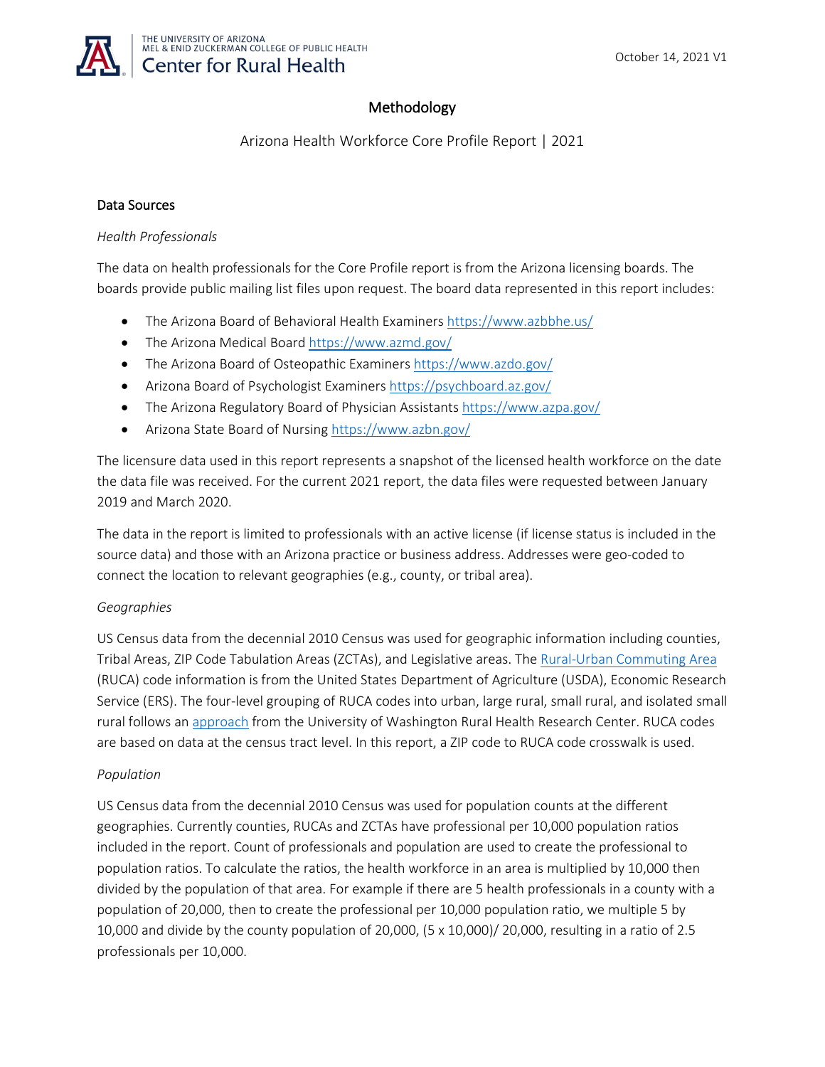THE UNIVERSITY OF ARIZONA
MEL & ENID ZUCKERMAN COLLEGE OF PUBLIC HEALTH
Center for Rural Health

October 14, 2021 V1

# Methodology

Arizona Health Workforce Core Profile Report | 2021

## Data Sources

*Health Professionals*

The data on health professionals for the Core Profile report is from the Arizona licensing boards. The boards provide public mailing list files upon request. The board data represented in this report includes:

- The Arizona Board of Behavioral Health Examiners https://www.azbbhe.us/
- The Arizona Medical Board https://www.azmd.gov/
- The Arizona Board of Osteopathic Examiners https://www.azdo.gov/
- Arizona Board of Psychologist Examiners https://psychboard.az.gov/
- The Arizona Regulatory Board of Physician Assistants https://www.azpa.gov/
- Arizona State Board of Nursing https://www.azbn.gov/

The licensure data used in this report represents a snapshot of the licensed health workforce on the date the data file was received. For the current 2021 report, the data files were requested between January 2019 and March 2020.

The data in the report is limited to professionals with an active license (if license status is included in the source data) and those with an Arizona practice or business address. Addresses were geo-coded to connect the location to relevant geographies (e.g., county, or tribal area).

*Geographies*

US Census data from the decennial 2010 Census was used for geographic information including counties, Tribal Areas, ZIP Code Tabulation Areas (ZCTAs), and Legislative areas. The Rural-Urban Commuting Area (RUCA) code information is from the United States Department of Agriculture (USDA), Economic Research Service (ERS). The four-level grouping of RUCA codes into urban, large rural, small rural, and isolated small rural follows an approach from the University of Washington Rural Health Research Center. RUCA codes are based on data at the census tract level. In this report, a ZIP code to RUCA code crosswalk is used.

*Population*

US Census data from the decennial 2010 Census was used for population counts at the different geographies. Currently counties, RUCAs and ZCTAs have professional per 10,000 population ratios included in the report. Count of professionals and population are used to create the professional to population ratios. To calculate the ratios, the health workforce in an area is multiplied by 10,000 then divided by the population of that area. For example if there are 5 health professionals in a county with a population of 20,000, then to create the professional per 10,000 population ratio, we multiple 5 by 10,000 and divide by the county population of 20,000, (5 x 10,000)/ 20,000, resulting in a ratio of 2.5 professionals per 10,000.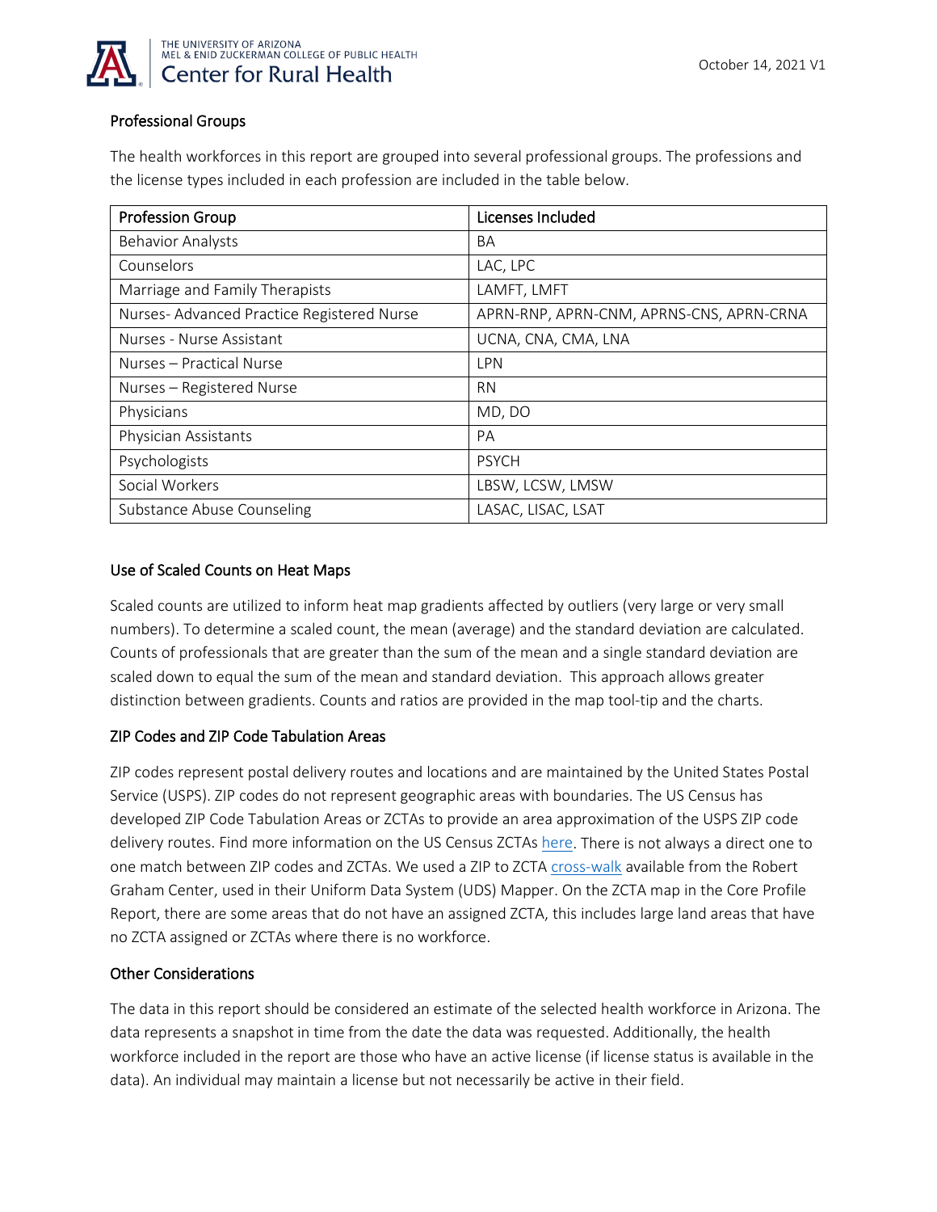## Professional Groups

The health workforces in this report are grouped into several professional groups. The professions and the license types included in each profession are included in the table below.

| Profession Group | Licenses Included |
| --- | --- |
| Behavior Analysts | BA |
| Counselors | LAC, LPC |
| Marriage and Family Therapists | LAMFT, LMFT |
| Nurses- Advanced Practice Registered Nurse | APRN-RNP, APRN-CNM, APRNS-CNS, APRN-CRNA |
| Nurses - Nurse Assistant | UCNA, CNA, CMA, LNA |
| Nurses – Practical Nurse | LPN |
| Nurses – Registered Nurse | RN |
| Physicians | MD, DO |
| Physician Assistants | PA |
| Psychologists | PSYCH |
| Social Workers | LBSW, LCSW, LMSW |
| Substance Abuse Counseling | LASAC, LISAC, LSAT |

## Use of Scaled Counts on Heat Maps

Scaled counts are utilized to inform heat map gradients affected by outliers (very large or very small numbers). To determine a scaled count, the mean (average) and the standard deviation are calculated. Counts of professionals that are greater than the sum of the mean and a single standard deviation are scaled down to equal the sum of the mean and standard deviation. This approach allows greater distinction between gradients. Counts and ratios are provided in the map tool-tip and the charts.

## ZIP Codes and ZIP Code Tabulation Areas

ZIP codes represent postal delivery routes and locations and are maintained by the United States Postal Service (USPS). ZIP codes do not represent geographic areas with boundaries. The US Census has developed ZIP Code Tabulation Areas or ZCTAs to provide an area approximation of the USPS ZIP code delivery routes. Find more information on the US Census ZCTAs here. There is not always a direct one to one match between ZIP codes and ZCTAs. We used a ZIP to ZCTA cross-walk available from the Robert Graham Center, used in their Uniform Data System (UDS) Mapper. On the ZCTA map in the Core Profile Report, there are some areas that do not have an assigned ZCTA, this includes large land areas that have no ZCTA assigned or ZCTAs where there is no workforce.

## Other Considerations

The data in this report should be considered an estimate of the selected health workforce in Arizona. The data represents a snapshot in time from the date the data was requested. Additionally, the health workforce included in the report are those who have an active license (if license status is available in the data). An individual may maintain a license but not necessarily be active in their field.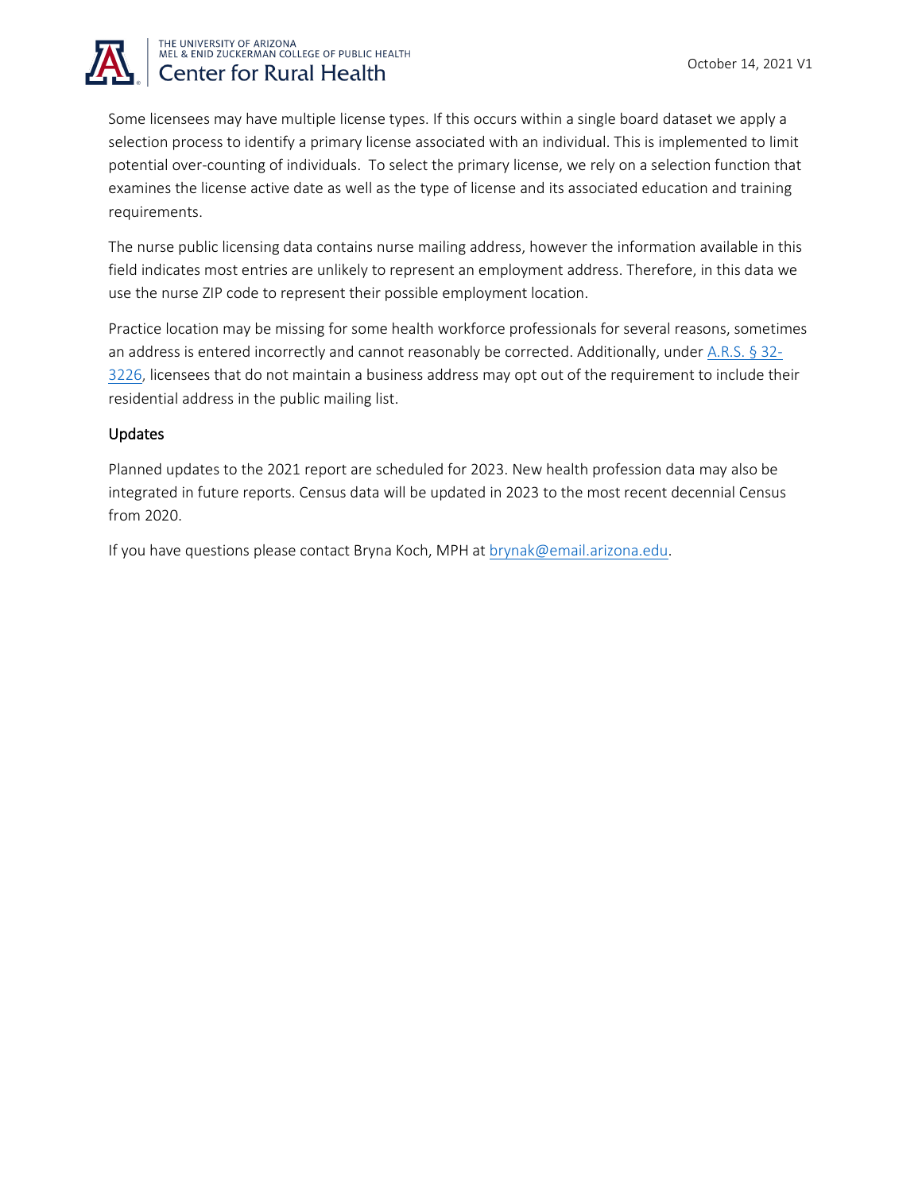Some licensees may have multiple license types. If this occurs within a single board dataset we apply a selection process to identify a primary license associated with an individual. This is implemented to limit potential over-counting of individuals. To select the primary license, we rely on a selection function that examines the license active date as well as the type of license and its associated education and training requirements.

The nurse public licensing data contains nurse mailing address, however the information available in this field indicates most entries are unlikely to represent an employment address. Therefore, in this data we use the nurse ZIP code to represent their possible employment location.

Practice location may be missing for some health workforce professionals for several reasons, sometimes an address is entered incorrectly and cannot reasonably be corrected. Additionally, under A.R.S. § 32-3226, licensees that do not maintain a business address may opt out of the requirement to include their residential address in the public mailing list.

## Updates

Planned updates to the 2021 report are scheduled for 2023. New health profession data may also be integrated in future reports. Census data will be updated in 2023 to the most recent decennial Census from 2020.

If you have questions please contact Bryna Koch, MPH at brynak@email.arizona.edu.